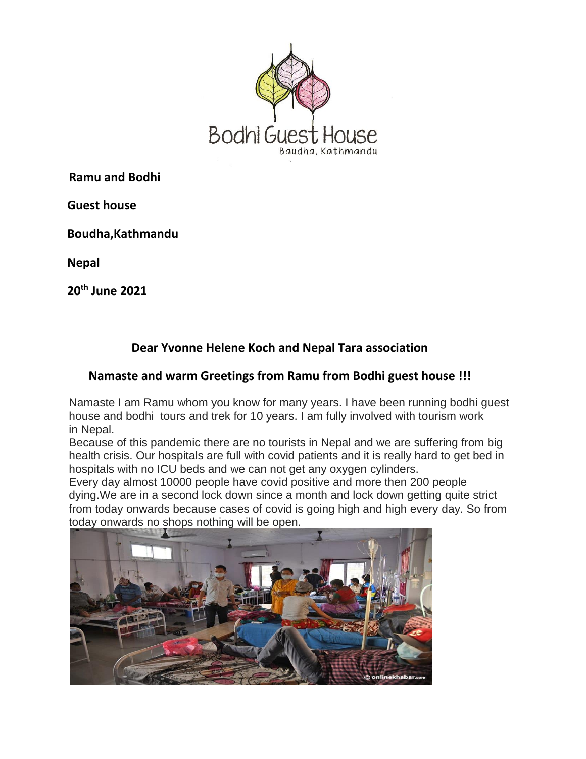Bodhi Guest House

Baudha, Kathmandu

**Ramu and Bodhi**

**Guest house**

**Boudha,Kathmandu**

**Nepal**

**20th June 2021**

**Dear Yvonne Helene Koch and Nepal Tara association**

**Namaste and warm Greetings from Ramu from Bodhi guest house !!!**

Namaste I am Ramu whom you know for many years. I have been running bodhi guest house and bodhi tours and trek for 10 years. I am fully involved with tourism work in Nepal.

Because of this pandemic there are no tourists in Nepal and we are suffering from big health crisis. Our hospitals are full with covid patients and it is really hard to get bed in hospitals with no ICU beds and we can not get any oxygen cylinders.

Every day almost 10000 people have covid positive and more then 200 people dying.We are in a second lock down since a month and lock down getting quite strict from today onwards because cases of covid is going high and high every day. So from today onwards no shops nothing will be open.

© onlinekhabar.com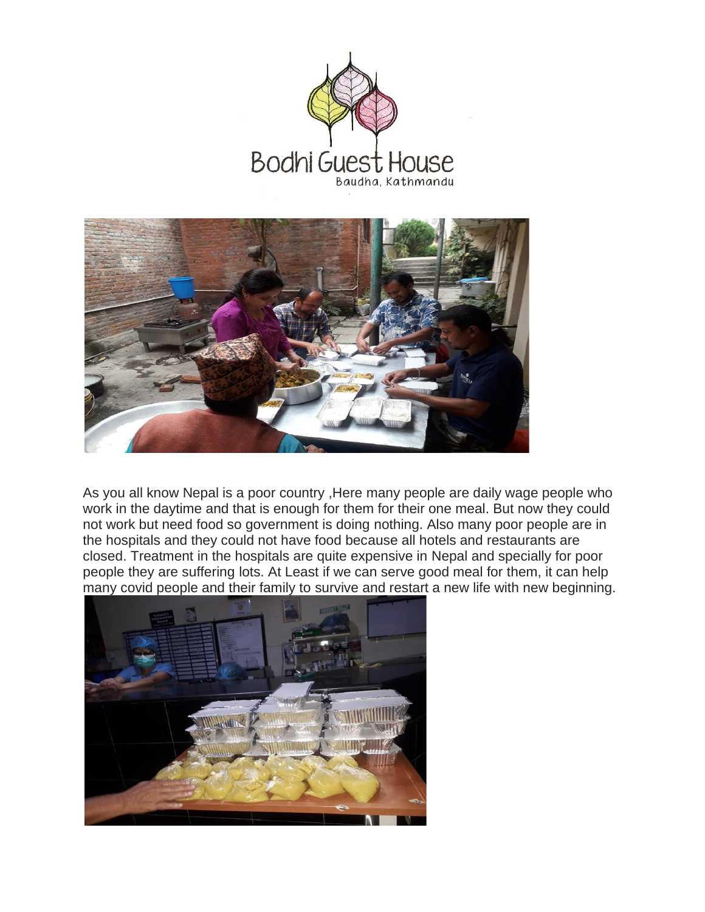Bodhi Guest House

Baudha, Kathmandu

As you all know Nepal is a poor country ,Here many people are daily wage people who work in the daytime and that is enough for them for their one meal. But now they could not work but need food so government is doing nothing. Also many poor people are in the hospitals and they could not have food because all hotels and restaurants are closed. Treatment in the hospitals are quite expensive in Nepal and specially for poor people they are suffering lots. At Least if we can serve good meal for them, it can help many covid people and their family to survive and restart a new life with new beginning.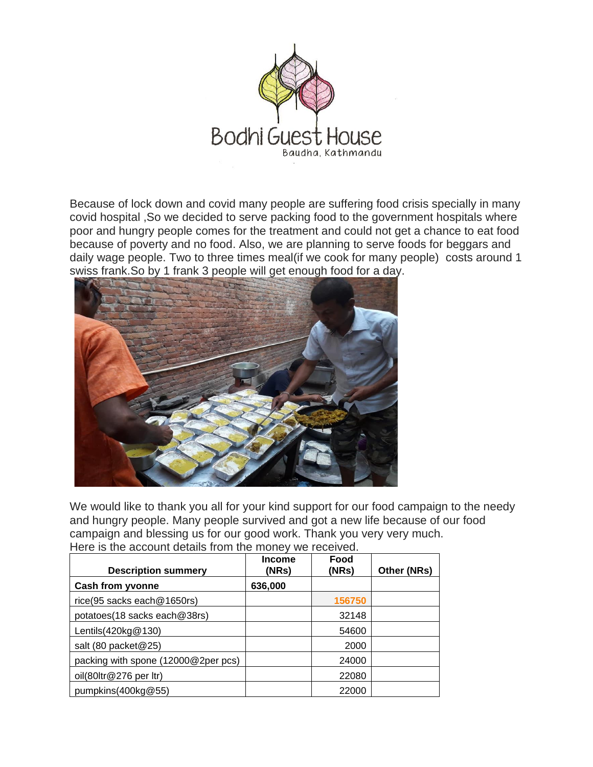Bodhi Guest House

Baudha, Kathmandu

Because of lock down and covid many people are suffering food crisis specially in many covid hospital ,So we decided to serve packing food to the government hospitals where poor and hungry people comes for the treatment and could not get a chance to eat food because of poverty and no food. Also, we are planning to serve foods for beggars and daily wage people. Two to three times meal(if we cook for many people) costs around 1 swiss frank.So by 1 frank 3 people will get enough food for a day.

We would like to thank you all for your kind support for our food campaign to the needy and hungry people. Many people survived and got a new life because of our food campaign and blessing us for our good work. Thank you very very much.

Here is the account details from the money we received.

| Description summery | Income (NRs) | Food (NRs) | Other (NRs) |
|---|---|---|---|
| **Cash from yvonne** | **636,000** | | |
| rice(95 sacks each@1650rs) | | 156750 | |
| potatoes(18 sacks each@38rs) | | 32148 | |
| Lentils(420kg@130) | | 54600 | |
| salt (80 packet@25) | | 2000 | |
| packing with spone (12000@2per pcs) | | 24000 | |
| oil(80ltr@276 per ltr) | | 22080 | |
| pumpkins(400kg@55) | | 22000 | |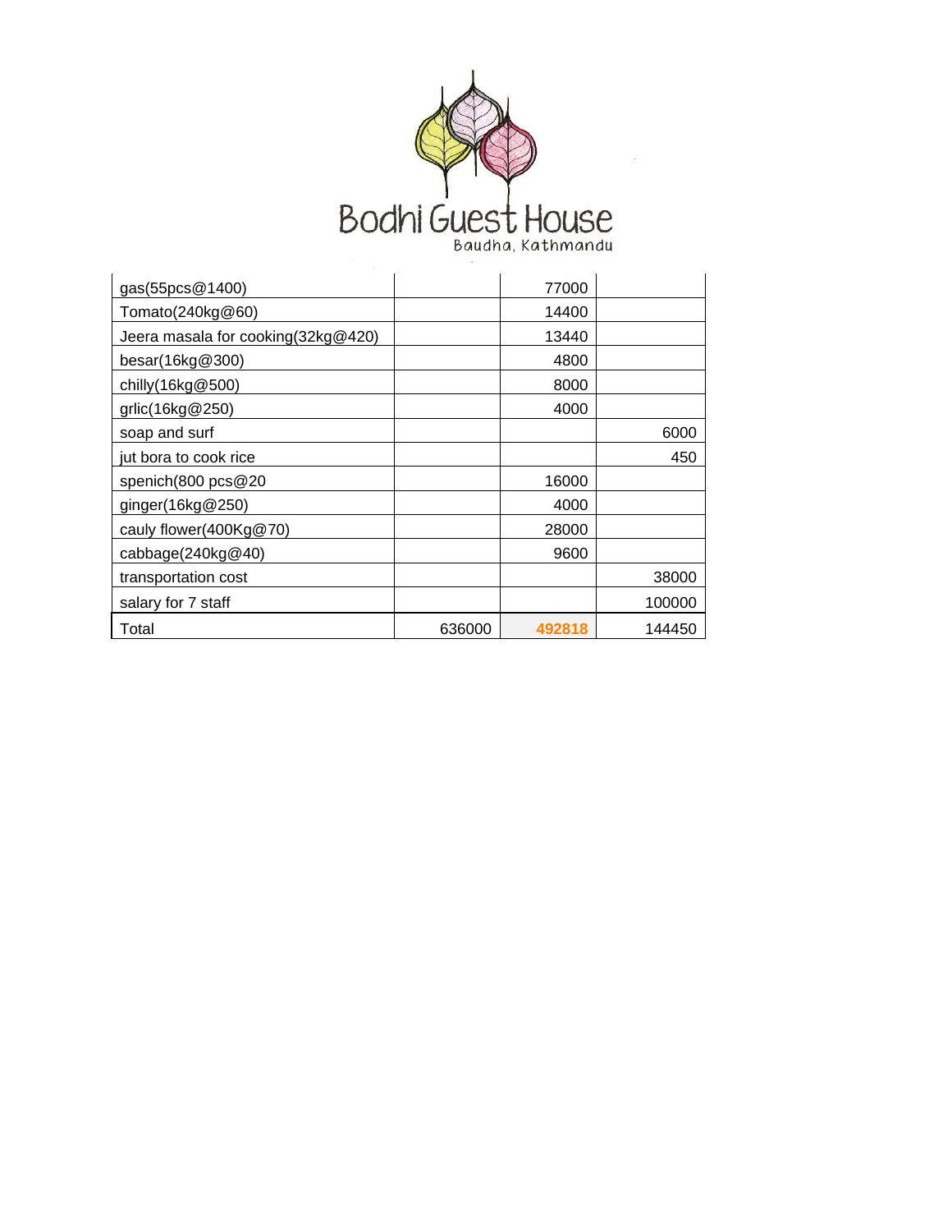Bodhi Guest House

Baudha, Kathmandu

| | | | |
|---|---|---|---|
| gas(55pcs@1400) | | 77000 | |
| Tomato(240kg@60) | | 14400 | |
| Jeera masala for cooking(32kg@420) | | 13440 | |
| besar(16kg@300) | | 4800 | |
| chilly(16kg@500) | | 8000 | |
| grlic(16kg@250) | | 4000 | |
| soap and surf | | | 6000 |
| jut bora to cook rice | | | 450 |
| spenich(800 pcs@20 | | 16000 | |
| ginger(16kg@250) | | 4000 | |
| cauly flower(400Kg@70) | | 28000 | |
| cabbage(240kg@40) | | 9600 | |
| transportation cost | | | 38000 |
| salary for 7 staff | | | 100000 |
| Total | 636000 | **492818** | 144450 |